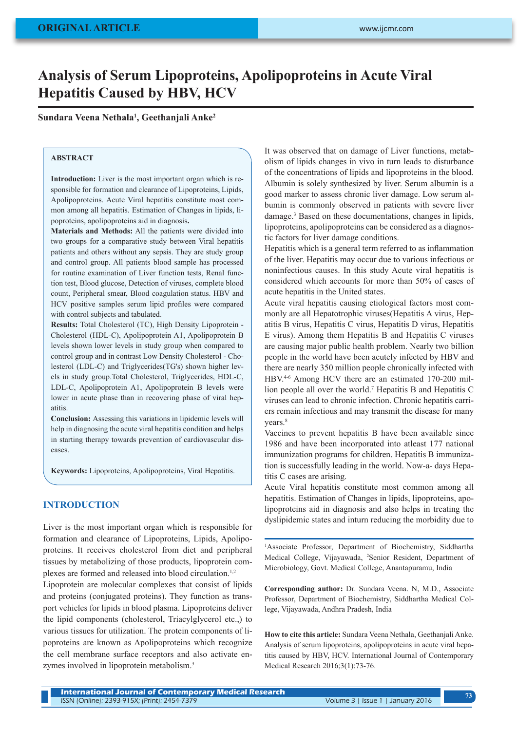ORIGINAL ARTICLE

# Analysis of Serum Lipoproteins, Apolipoproteins in Acute Viral Hepatitis Caused by HBV, HCV

**Sundara Veena Nethala[1], Geethanjali Anke[2]**

## ABSTRACT

**Introduction:** Liver is the most important organ which is responsible for formation and clearance of Lipoproteins, Lipids, Apolipoproteins. Acute Viral hepatitis constitute most common among all hepatitis. Estimation of Changes in lipids, lipoproteins, apolipoproteins aid in diagnosis.

**Materials and Methods:** All the patients were divided into two groups for a comparative study between Viral hepatitis patients and others without any sepsis. They are study group and control group. All patients blood sample has processed for routine examination of Liver function tests, Renal function test, Blood glucose, Detection of viruses, complete blood count, Peripheral smear, Blood coagulation status. HBV and HCV positive samples serum lipid profiles were compared with control subjects and tabulated.

**Results:** Total Cholesterol (TC), High Density Lipoprotein - Cholesterol (HDL-C), Apolipoprotein A1, Apolipoprotein B levels shown lower levels in study group when compared to control group and in contrast Low Density Cholesterol - Cholesterol (LDL-C) and Triglycerides(TG's) shown higher levels in study group.Total Cholesterol, Triglycerides, HDL-C, LDL-C, Apolipoprotein A1, Apolipoprotein B levels were lower in acute phase than in recovering phase of viral hepatitis.

**Conclusion:** Assessing this variations in lipidemic levels will help in diagnosing the acute viral hepatitis condition and helps in starting therapy towards prevention of cardiovascular diseases.

**Keywords:** Lipoproteins, Apolipoproteins, Viral Hepatitis.

## INTRODUCTION

Liver is the most important organ which is responsible for formation and clearance of Lipoproteins, Lipids, Apolipoproteins. It receives cholesterol from diet and peripheral tissues by metabolizing of those products, lipoprotein complexes are formed and released into blood circulation.[1,2]

Lipoprotein are molecular complexes that consist of lipids and proteins (conjugated proteins). They function as transport vehicles for lipids in blood plasma. Lipoproteins deliver the lipid components (cholesterol, Triacylglycerol etc.,) to various tissues for utilization. The protein components of lipoproteins are known as Apolipoproteins which recognize the cell membrane surface receptors and also activate enzymes involved in lipoprotein metabolism.[3]

It was observed that on damage of Liver functions, metabolism of lipids changes in vivo in turn leads to disturbance of the concentrations of lipids and lipoproteins in the blood. Albumin is solely synthesized by liver. Serum albumin is a good marker to assess chronic liver damage. Low serum albumin is commonly observed in patients with severe liver damage.[3] Based on these documentations, changes in lipids, lipoproteins, apolipoproteins can be considered as a diagnostic factors for liver damage conditions.

Hepatitis which is a general term referred to as inflammation of the liver. Hepatitis may occur due to various infectious or noninfectious causes. In this study Acute viral hepatitis is considered which accounts for more than 50% of cases of acute hepatitis in the United states.

Acute viral hepatitis causing etiological factors most commonly are all Hepatotrophic viruses(Hepatitis A virus, Hepatitis B virus, Hepatitis C virus, Hepatitis D virus, Hepatitis E virus). Among them Hepatitis B and Hepatitis C viruses are causing major public health problem. Nearly two billion people in the world have been acutely infected by HBV and there are nearly 350 million people chronically infected with HBV.[4-6] Among HCV there are an estimated 170-200 million people all over the world.[7] Hepatitis B and Hepatitis C viruses can lead to chronic infection. Chronic hepatitis carriers remain infectious and may transmit the disease for many years.[8]

Vaccines to prevent hepatitis B have been available since 1986 and have been incorporated into atleast 177 national immunization programs for children. Hepatitis B immunization is successfully leading in the world. Now-a- days Hepatitis C cases are arising.

Acute Viral hepatitis constitute most common among all hepatitis. Estimation of Changes in lipids, lipoproteins, apolipoproteins aid in diagnosis and also helps in treating the dyslipidemic states and inturn reducing the morbidity due to

[1]Associate Professor, Department of Biochemistry, Siddhartha Medical College, Vijayawada, [2]Senior Resident, Department of Microbiology, Govt. Medical College, Anantapuramu, India

**Corresponding author:** Dr. Sundara Veena. N, M.D., Associate Professor, Department of Biochemistry, Siddhartha Medical College, Vijayawada, Andhra Pradesh, India

**How to cite this article:** Sundara Veena Nethala, Geethanjali Anke. Analysis of serum lipoproteins, apolipoproteins in acute viral hepatitis caused by HBV, HCV. International Journal of Contemporary Medical Research 2016;3(1):73-76.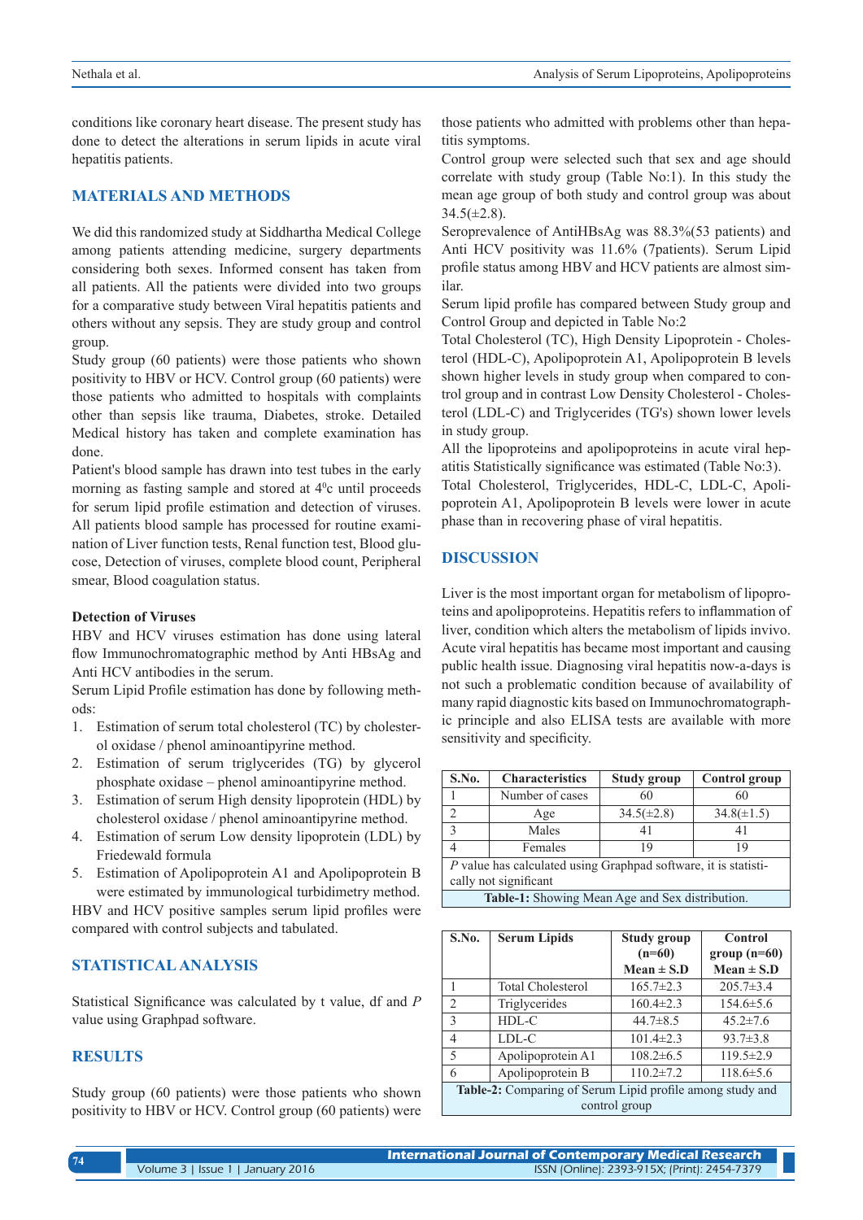conditions like coronary heart disease. The present study has done to detect the alterations in serum lipids in acute viral hepatitis patients.

## MATERIALS AND METHODS

We did this randomized study at Siddhartha Medical College among patients attending medicine, surgery departments considering both sexes. Informed consent has taken from all patients. All the patients were divided into two groups for a comparative study between Viral hepatitis patients and others without any sepsis. They are study group and control group.

Study group (60 patients) were those patients who shown positivity to HBV or HCV. Control group (60 patients) were those patients who admitted to hospitals with complaints other than sepsis like trauma, Diabetes, stroke. Detailed Medical history has taken and complete examination has done.

Patient's blood sample has drawn into test tubes in the early morning as fasting sample and stored at $4^0$c until proceeds for serum lipid profile estimation and detection of viruses. All patients blood sample has processed for routine examination of Liver function tests, Renal function test, Blood glucose, Detection of viruses, complete blood count, Peripheral smear, Blood coagulation status.

### Detection of Viruses

HBV and HCV viruses estimation has done using lateral flow Immunochromatographic method by Anti HBsAg and Anti HCV antibodies in the serum.

Serum Lipid Profile estimation has done by following methods:

1. Estimation of serum total cholesterol (TC) by cholesterol oxidase / phenol aminoantipyrine method.
2. Estimation of serum triglycerides (TG) by glycerol phosphate oxidase – phenol aminoantipyrine method.
3. Estimation of serum High density lipoprotein (HDL) by cholesterol oxidase / phenol aminoantipyrine method.
4. Estimation of serum Low density lipoprotein (LDL) by Friedewald formula
5. Estimation of Apolipoprotein A1 and Apolipoprotein B were estimated by immunological turbidimetry method.

HBV and HCV positive samples serum lipid profiles were compared with control subjects and tabulated.

## STATISTICAL ANALYSIS

Statistical Significance was calculated by t value, df and *P* value using Graphpad software.

## RESULTS

Study group (60 patients) were those patients who shown positivity to HBV or HCV. Control group (60 patients) were those patients who admitted with problems other than hepatitis symptoms.

Control group were selected such that sex and age should correlate with study group (Table No:1). In this study the mean age group of both study and control group was about 34.5(±2.8).

Seroprevalence of AntiHBsAg was 88.3%(53 patients) and Anti HCV positivity was 11.6% (7patients). Serum Lipid profile status among HBV and HCV patients are almost similar.

Serum lipid profile has compared between Study group and Control Group and depicted in Table No:2

Total Cholesterol (TC), High Density Lipoprotein - Cholesterol (HDL-C), Apolipoprotein A1, Apolipoprotein B levels shown higher levels in study group when compared to control group and in contrast Low Density Cholesterol - Cholesterol (LDL-C) and Triglycerides (TG's) shown lower levels in study group.

All the lipoproteins and apolipoproteins in acute viral hepatitis Statistically significance was estimated (Table No:3).

Total Cholesterol, Triglycerides, HDL-C, LDL-C, Apolipoprotein A1, Apolipoprotein B levels were lower in acute phase than in recovering phase of viral hepatitis.

## DISCUSSION

Liver is the most important organ for metabolism of lipoproteins and apolipoproteins. Hepatitis refers to inflammation of liver, condition which alters the metabolism of lipids invivo. Acute viral hepatitis has became most important and causing public health issue. Diagnosing viral hepatitis now-a-days is not such a problematic condition because of availability of many rapid diagnostic kits based on Immunochromatographic principle and also ELISA tests are available with more sensitivity and specificity.

| S.No. | Characteristics | Study group | Control group |
|---|---|---|---|
| 1 | Number of cases | 60 | 60 |
| 2 | Age | 34.5(±2.8) | 34.8(±1.5) |
| 3 | Males | 41 | 41 |
| 4 | Females | 19 | 19 |
| *P* value has calculated using Graphpad software, it is statistically not significant | | | |

**Table-1:** Showing Mean Age and Sex distribution.

| S.No. | Serum Lipids | Study group (n=60) Mean ± S.D | Control group (n=60) Mean ± S.D |
|---|---|---|---|
| 1 | Total Cholesterol | 165.7±2.3 | 205.7±3.4 |
| 2 | Triglycerides | 160.4±2.3 | 154.6±5.6 |
| 3 | HDL-C | 44.7±8.5 | 45.2±7.6 |
| 4 | LDL-C | 101.4±2.3 | 93.7±3.8 |
| 5 | Apolipoprotein A1 | 108.2±6.5 | 119.5±2.9 |
| 6 | Apolipoprotein B | 110.2±7.2 | 118.6±5.6 |

**Table-2:** Comparing of Serum Lipid profile among study and control group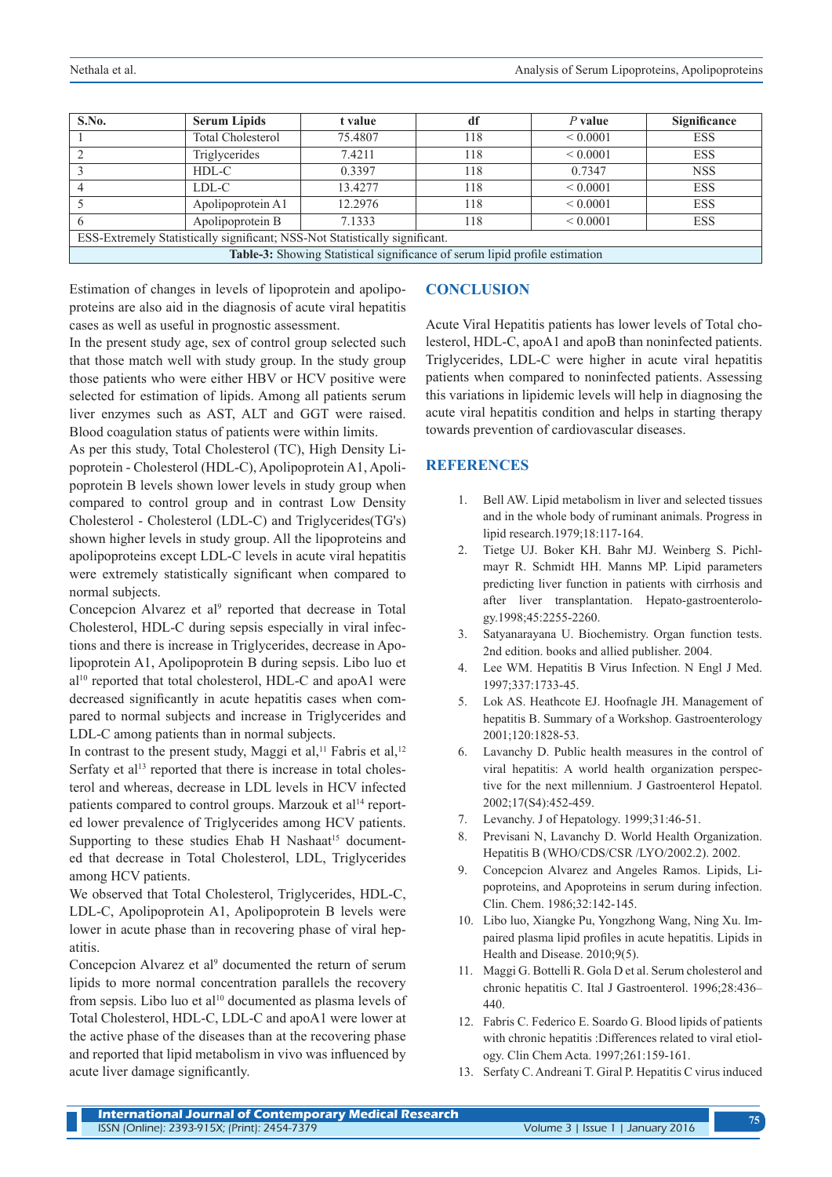| S.No. | Serum Lipids | t value | df | *P* value | Significance |
|---|---|---|---|---|---|
| 1 | Total Cholesterol | 75.4807 | 118 | < 0.0001 | ESS |
| 2 | Triglycerides | 7.4211 | 118 | < 0.0001 | ESS |
| 3 | HDL-C | 0.3397 | 118 | 0.7347 | NSS |
| 4 | LDL-C | 13.4277 | 118 | < 0.0001 | ESS |
| 5 | Apolipoprotein A1 | 12.2976 | 118 | < 0.0001 | ESS |
| 6 | Apolipoprotein B | 7.1333 | 118 | < 0.0001 | ESS |

ESS-Extremely Statistically significant; NSS-Not Statistically significant.

**Table-3:** Showing Statistical significance of serum lipid profile estimation

Estimation of changes in levels of lipoprotein and apolipoproteins are also aid in the diagnosis of acute viral hepatitis cases as well as useful in prognostic assessment.

In the present study age, sex of control group selected such that those match well with study group. In the study group those patients who were either HBV or HCV positive were selected for estimation of lipids. Among all patients serum liver enzymes such as AST, ALT and GGT were raised. Blood coagulation status of patients were within limits.

As per this study, Total Cholesterol (TC), High Density Lipoprotein - Cholesterol (HDL-C), Apolipoprotein A1, Apolipoprotein B levels shown lower levels in study group when compared to control group and in contrast Low Density Cholesterol - Cholesterol (LDL-C) and Triglycerides(TG's) shown higher levels in study group. All the lipoproteins and apolipoproteins except LDL-C levels in acute viral hepatitis were extremely statistically significant when compared to normal subjects.

Concepcion Alvarez et al[9] reported that decrease in Total Cholesterol, HDL-C during sepsis especially in viral infections and there is increase in Triglycerides, decrease in Apolipoprotein A1, Apolipoprotein B during sepsis. Libo luo et al[10] reported that total cholesterol, HDL-C and apoA1 were decreased significantly in acute hepatitis cases when compared to normal subjects and increase in Triglycerides and LDL-C among patients than in normal subjects.

In contrast to the present study, Maggi et al,[11] Fabris et al,[12] Serfaty et al[13] reported that there is increase in total cholesterol and whereas, decrease in LDL levels in HCV infected patients compared to control groups. Marzouk et al[14] reported lower prevalence of Triglycerides among HCV patients. Supporting to these studies Ehab H Nashaat[15] documented that decrease in Total Cholesterol, LDL, Triglycerides among HCV patients.

We observed that Total Cholesterol, Triglycerides, HDL-C, LDL-C, Apolipoprotein A1, Apolipoprotein B levels were lower in acute phase than in recovering phase of viral hepatitis.

Concepcion Alvarez et al[9] documented the return of serum lipids to more normal concentration parallels the recovery from sepsis. Libo luo et al[10] documented as plasma levels of Total Cholesterol, HDL-C, LDL-C and apoA1 were lower at the active phase of the diseases than at the recovering phase and reported that lipid metabolism in vivo was influenced by acute liver damage significantly.

## CONCLUSION

Acute Viral Hepatitis patients has lower levels of Total cholesterol, HDL-C, apoA1 and apoB than noninfected patients. Triglycerides, LDL-C were higher in acute viral hepatitis patients when compared to noninfected patients. Assessing this variations in lipidemic levels will help in diagnosing the acute viral hepatitis condition and helps in starting therapy towards prevention of cardiovascular diseases.

## REFERENCES

1. Bell AW. Lipid metabolism in liver and selected tissues and in the whole body of ruminant animals. Progress in lipid research.1979;18:117-164.
2. Tietge UJ. Boker KH. Bahr MJ. Weinberg S. Pichlmayr R. Schmidt HH. Manns MP. Lipid parameters predicting liver function in patients with cirrhosis and after liver transplantation. Hepato-gastroenterology.1998;45:2255-2260.
3. Satyanarayana U. Biochemistry. Organ function tests. 2nd edition. books and allied publisher. 2004.
4. Lee WM. Hepatitis B Virus Infection. N Engl J Med. 1997;337:1733-45.
5. Lok AS. Heathcote EJ. Hoofnagle JH. Management of hepatitis B. Summary of a Workshop. Gastroenterology 2001;120:1828-53.
6. Lavanchy D. Public health measures in the control of viral hepatitis: A world health organization perspective for the next millennium. J Gastroenterol Hepatol. 2002;17(S4):452-459.
7. Levanchy. J of Hepatology. 1999;31:46-51.
8. Previsani N, Lavanchy D. World Health Organization. Hepatitis B (WHO/CDS/CSR /LYO/2002.2). 2002.
9. Concepcion Alvarez and Angeles Ramos. Lipids, Lipoproteins, and Apoproteins in serum during infection. Clin. Chem. 1986;32:142-145.
10. Libo luo, Xiangke Pu, Yongzhong Wang, Ning Xu. Impaired plasma lipid profiles in acute hepatitis. Lipids in Health and Disease. 2010;9(5).
11. Maggi G. Bottelli R. Gola D et al. Serum cholesterol and chronic hepatitis C. Ital J Gastroenterol. 1996;28:436–440.
12. Fabris C. Federico E. Soardo G. Blood lipids of patients with chronic hepatitis :Differences related to viral etiology. Clin Chem Acta. 1997;261:159-161.
13. Serfaty C. Andreani T. Giral P. Hepatitis C virus induced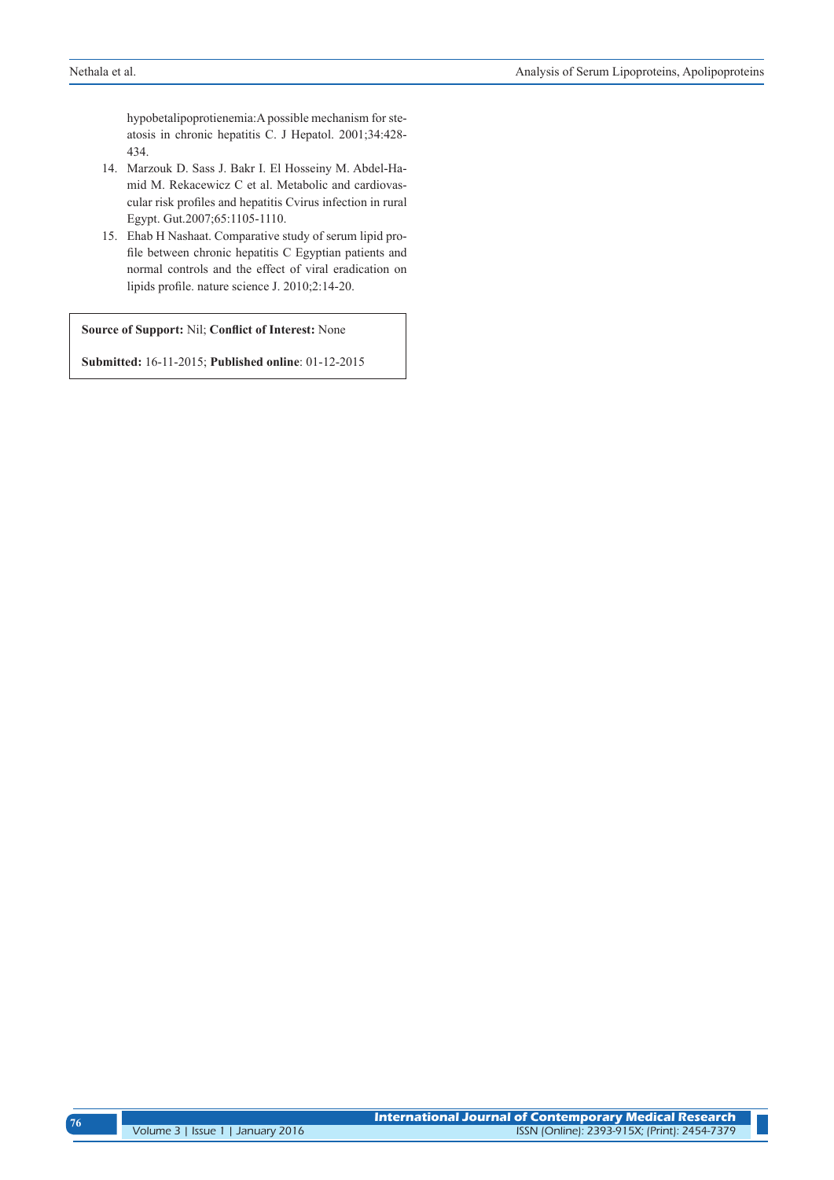hypobetalipoprotienemia:A possible mechanism for steatosis in chronic hepatitis C. J Hepatol. 2001;34:428-434.

14. Marzouk D. Sass J. Bakr I. El Hosseiny M. Abdel-Hamid M. Rekacewicz C et al. Metabolic and cardiovascular risk profiles and hepatitis Cvirus infection in rural Egypt. Gut.2007;65:1105-1110.
15. Ehab H Nashaat. Comparative study of serum lipid profile between chronic hepatitis C Egyptian patients and normal controls and the effect of viral eradication on lipids profile. nature science J. 2010;2:14-20.

**Source of Support:** Nil; **Conflict of Interest:** None

**Submitted:** 16-11-2015; **Published online**: 01-12-2015